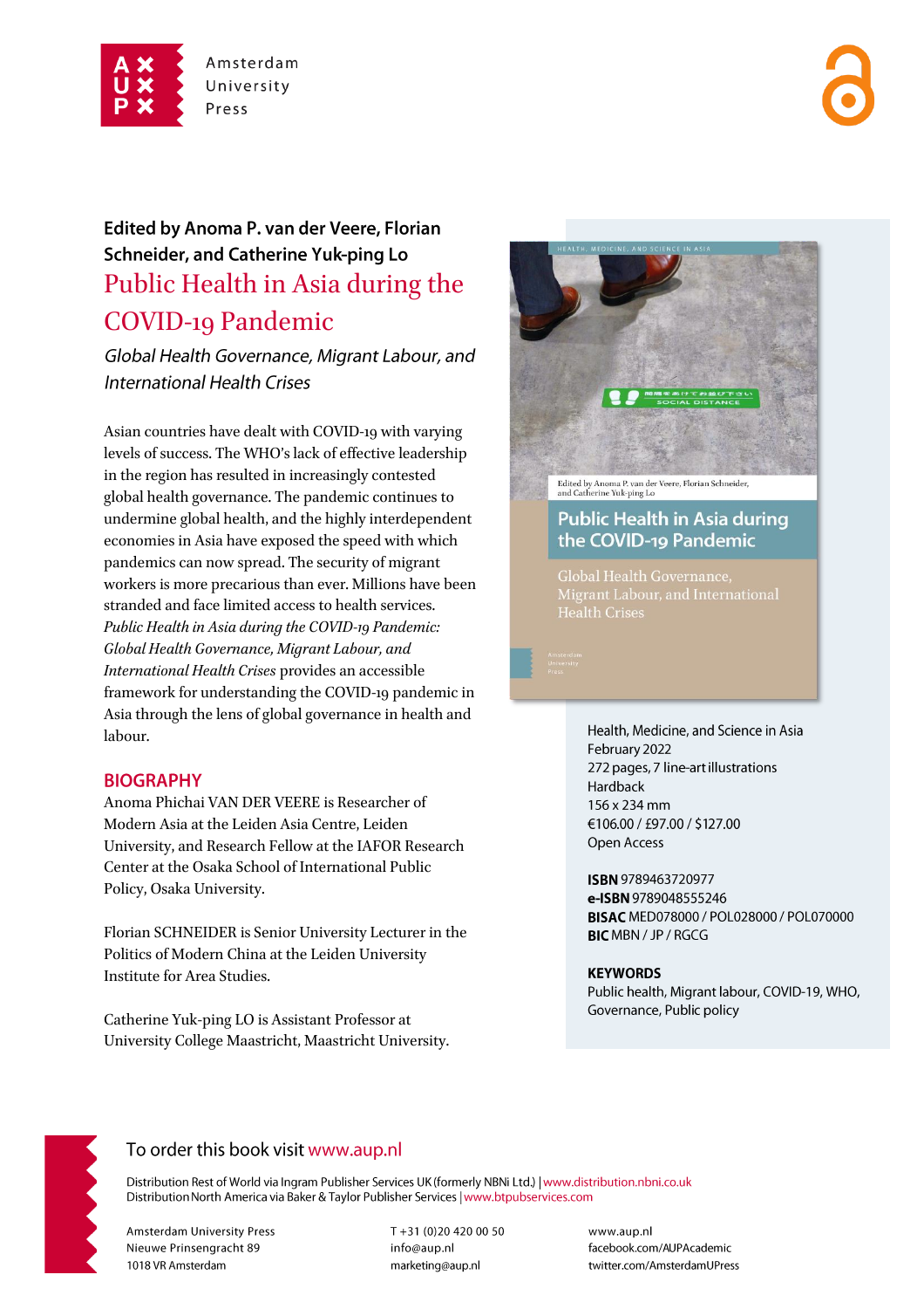Amsterdam University Press

**Edited by Anoma P. van der Veere, Florian Schneider, and Catherine Yuk-ping Lo**

# Public Health in Asia during the COVID-19 Pandemic

*Global Health Governance, Migrant Labour, and International Health Crises*

Asian countries have dealt with COVID-19 with varying levels of success. The WHO's lack of effective leadership in the region has resulted in increasingly contested global health governance. The pandemic continues to undermine global health, and the highly interdependent economies in Asia have exposed the speed with which pandemics can now spread. The security of migrant workers is more precarious than ever. Millions have been stranded and face limited access to health services. *Public Health in Asia during the COVID-19 Pandemic: Global Health Governance, Migrant Labour, and International Health Crises* provides an accessible framework for understanding the COVID-19 pandemic in Asia through the lens of global governance in health and labour.

## BIOGRAPHY

Anoma Phichai VAN DER VEERE is Researcher of Modern Asia at the Leiden Asia Centre, Leiden University, and Research Fellow at the IAFOR Research Center at the Osaka School of International Public Policy, Osaka University.

Florian SCHNEIDER is Senior University Lecturer in the Politics of Modern China at the Leiden University Institute for Area Studies.

Catherine Yuk-ping LO is Assistant Professor at University College Maastricht, Maastricht University.

Health, Medicine, and Science in Asia
February 2022
272 pages, 7 line-art illustrations
Hardback
156 x 234 mm
€106.00 / £97.00 / $127.00
Open Access

**ISBN** 9789463720977
**e-ISBN** 9789048555246
**BISAC** MED078000 / POL028000 / POL070000
**BIC** MBN / JP / RGCG

**KEYWORDS**
Public health, Migrant labour, COVID-19, WHO, Governance, Public policy

To order this book visit www.aup.nl

Distribution Rest of World via Ingram Publisher Services UK (formerly NBNi Ltd.) | www.distribution.nbni.co.uk
Distribution North America via Baker & Taylor Publisher Services | www.btpubservices.com

Amsterdam University Press
Nieuwe Prinsengracht 89
1018 VR Amsterdam

T +31 (0)20 420 00 50
info@aup.nl
marketing@aup.nl

www.aup.nl
facebook.com/AUPAcademic
twitter.com/AmsterdamUPress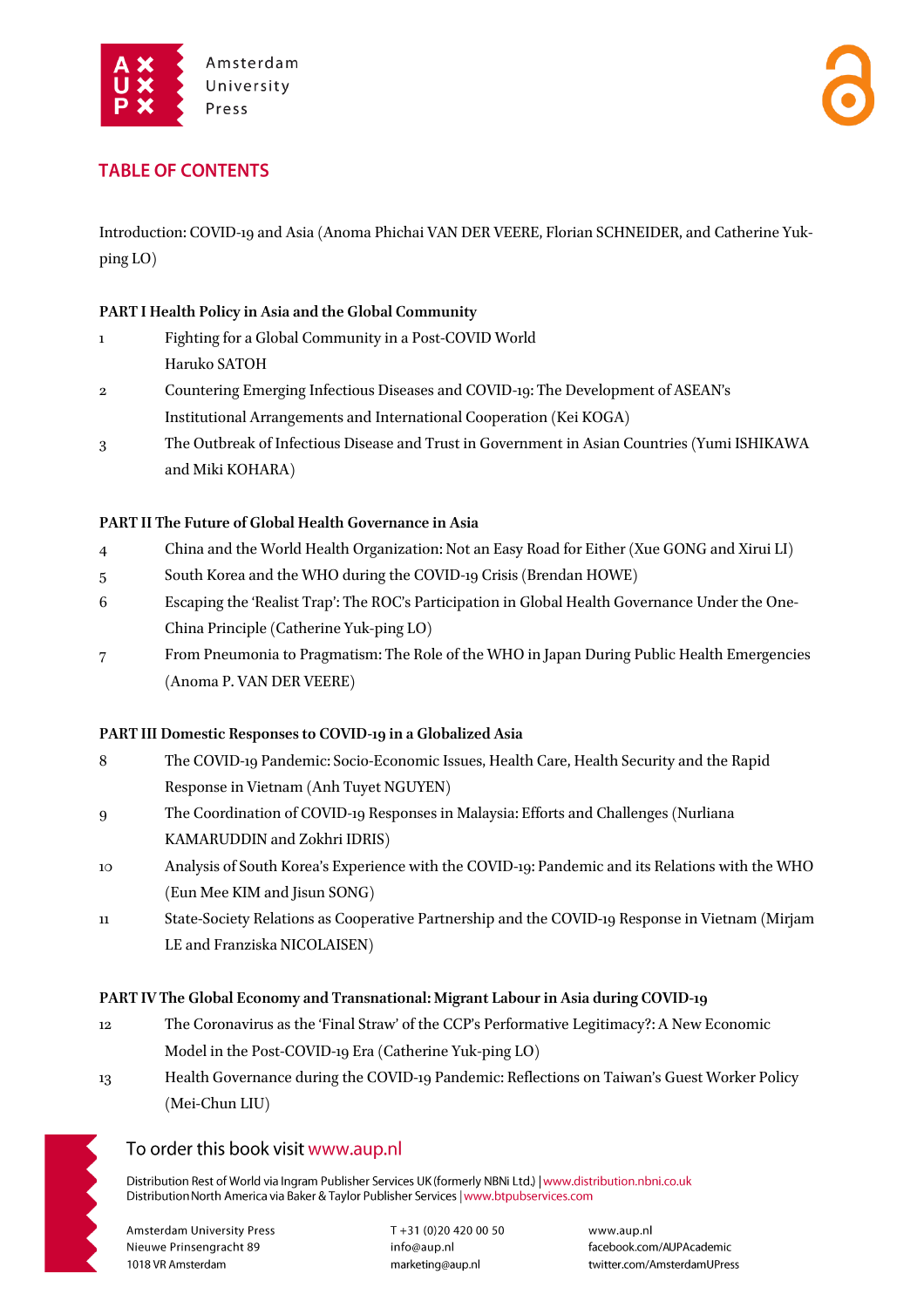## TABLE OF CONTENTS

Introduction: COVID-19 and Asia (Anoma Phichai VAN DER VEERE, Florian SCHNEIDER, and Catherine Yuk-ping LO)

**PART I Health Policy in Asia and the Global Community**

1. Fighting for a Global Community in a Post-COVID World
   Haruko SATOH
2. Countering Emerging Infectious Diseases and COVID-19: The Development of ASEAN's Institutional Arrangements and International Cooperation (Kei KOGA)
3. The Outbreak of Infectious Disease and Trust in Government in Asian Countries (Yumi ISHIKAWA and Miki KOHARA)

**PART II The Future of Global Health Governance in Asia**

4. China and the World Health Organization: Not an Easy Road for Either (Xue GONG and Xirui LI)
5. South Korea and the WHO during the COVID-19 Crisis (Brendan HOWE)
6. Escaping the 'Realist Trap': The ROC's Participation in Global Health Governance Under the One-China Principle (Catherine Yuk-ping LO)
7. From Pneumonia to Pragmatism: The Role of the WHO in Japan During Public Health Emergencies (Anoma P. VAN DER VEERE)

**PART III Domestic Responses to COVID-19 in a Globalized Asia**

8. The COVID-19 Pandemic: Socio-Economic Issues, Health Care, Health Security and the Rapid Response in Vietnam (Anh Tuyet NGUYEN)
9. The Coordination of COVID-19 Responses in Malaysia: Efforts and Challenges (Nurliana KAMARUDDIN and Zokhri IDRIS)
10. Analysis of South Korea's Experience with the COVID-19: Pandemic and its Relations with the WHO (Eun Mee KIM and Jisun SONG)
11. State-Society Relations as Cooperative Partnership and the COVID-19 Response in Vietnam (Mirjam LE and Franziska NICOLAISEN)

**PART IV The Global Economy and Transnational: Migrant Labour in Asia during COVID-19**

12. The Coronavirus as the 'Final Straw' of the CCP's Performative Legitimacy?: A New Economic Model in the Post-COVID-19 Era (Catherine Yuk-ping LO)
13. Health Governance during the COVID-19 Pandemic: Reflections on Taiwan's Guest Worker Policy (Mei-Chun LIU)

To order this book visit www.aup.nl

Distribution Rest of World via Ingram Publisher Services UK (formerly NBNi Ltd.) | www.distribution.nbni.co.uk
Distribution North America via Baker & Taylor Publisher Services | www.btpubservices.com

Amsterdam University Press
Nieuwe Prinsengracht 89
1018 VR Amsterdam

T +31 (0)20 420 00 50
info@aup.nl
marketing@aup.nl

www.aup.nl
facebook.com/AUPAcademic
twitter.com/AmsterdamUPress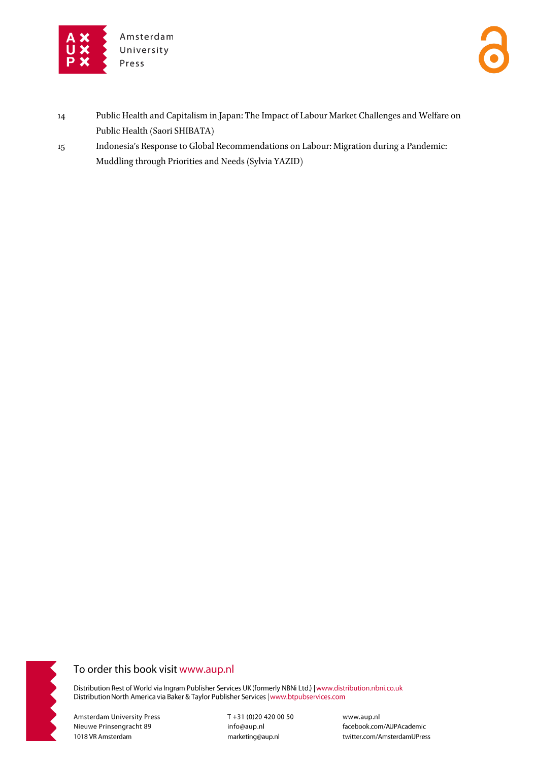14 Public Health and Capitalism in Japan: The Impact of Labour Market Challenges and Welfare on Public Health (Saori SHIBATA)

15 Indonesia's Response to Global Recommendations on Labour: Migration during a Pandemic: Muddling through Priorities and Needs (Sylvia YAZID)

To order this book visit www.aup.nl

Distribution Rest of World via Ingram Publisher Services UK (formerly NBNi Ltd.) | www.distribution.nbni.co.uk
Distribution North America via Baker & Taylor Publisher Services | www.btpubservices.com

Amsterdam University Press
Nieuwe Prinsengracht 89
1018 VR Amsterdam

T +31 (0)20 420 00 50
info@aup.nl
marketing@aup.nl

www.aup.nl
facebook.com/AUPAcademic
twitter.com/AmsterdamUPress